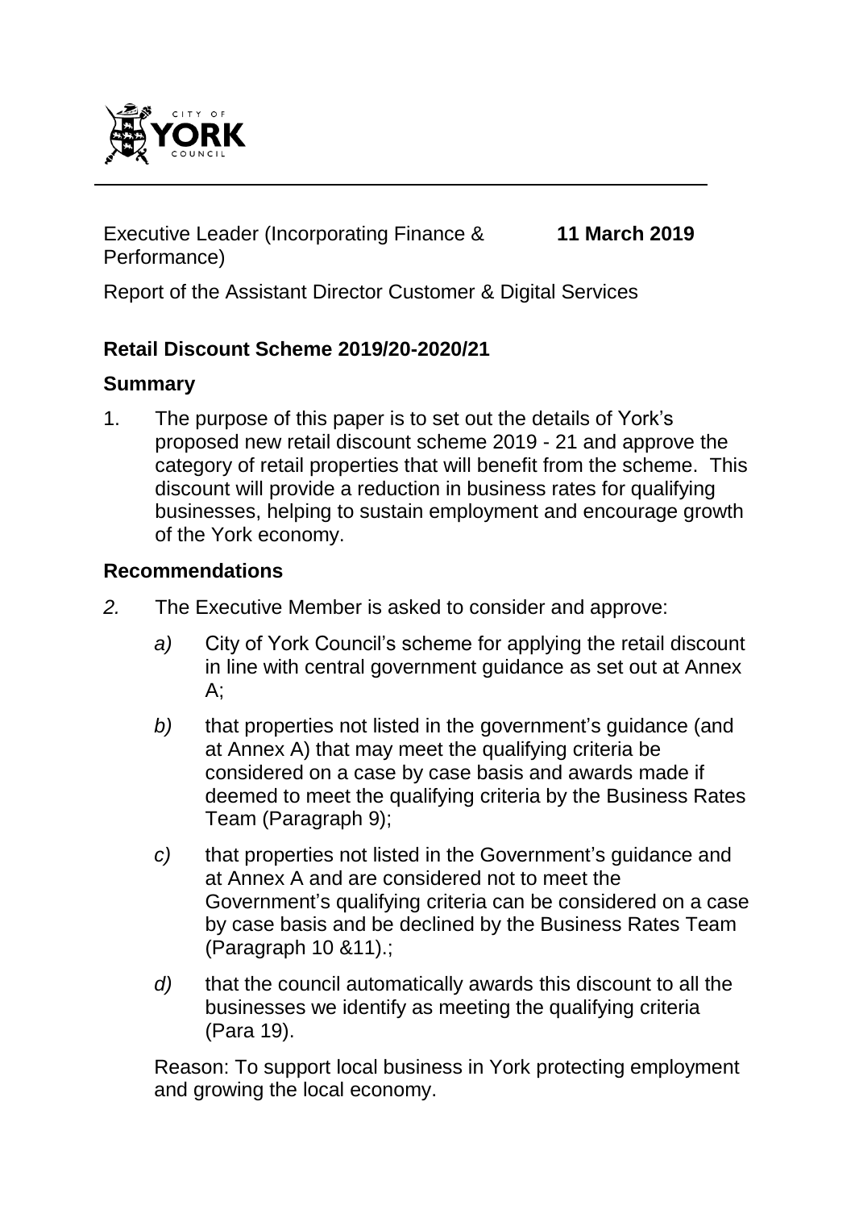Executive Leader (Incorporating Finance & Performance) **11 March 2019**

Report of the Assistant Director Customer & Digital Services

## Retail Discount Scheme 2019/20-2020/21

### Summary

1. The purpose of this paper is to set out the details of York's proposed new retail discount scheme 2019 - 21 and approve the category of retail properties that will benefit from the scheme. This discount will provide a reduction in business rates for qualifying businesses, helping to sustain employment and encourage growth of the York economy.

### Recommendations

*2.* The Executive Member is asked to consider and approve:

*a)* City of York Council's scheme for applying the retail discount in line with central government guidance as set out at Annex A;

*b)* that properties not listed in the government's guidance (and at Annex A) that may meet the qualifying criteria be considered on a case by case basis and awards made if deemed to meet the qualifying criteria by the Business Rates Team (Paragraph 9);

*c)* that properties not listed in the Government's guidance and at Annex A and are considered not to meet the Government's qualifying criteria can be considered on a case by case basis and be declined by the Business Rates Team (Paragraph 10 &11).;

*d)* that the council automatically awards this discount to all the businesses we identify as meeting the qualifying criteria (Para 19).

Reason: To support local business in York protecting employment and growing the local economy.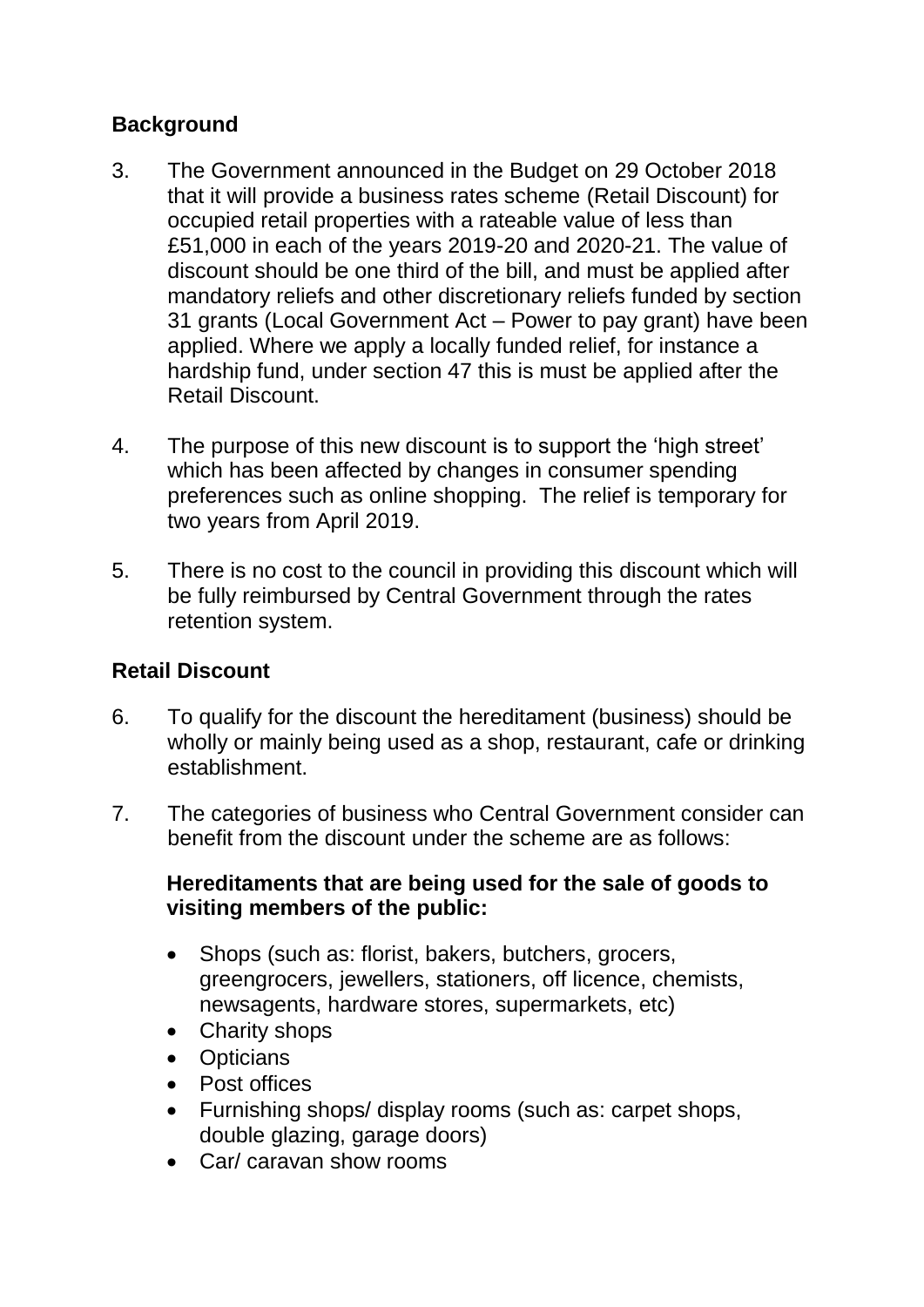## Background

3. The Government announced in the Budget on 29 October 2018 that it will provide a business rates scheme (Retail Discount) for occupied retail properties with a rateable value of less than £51,000 in each of the years 2019-20 and 2020-21. The value of discount should be one third of the bill, and must be applied after mandatory reliefs and other discretionary reliefs funded by section 31 grants (Local Government Act – Power to pay grant) have been applied. Where we apply a locally funded relief, for instance a hardship fund, under section 47 this is must be applied after the Retail Discount.

4. The purpose of this new discount is to support the 'high street' which has been affected by changes in consumer spending preferences such as online shopping. The relief is temporary for two years from April 2019.

5. There is no cost to the council in providing this discount which will be fully reimbursed by Central Government through the rates retention system.

## Retail Discount

6. To qualify for the discount the hereditament (business) should be wholly or mainly being used as a shop, restaurant, cafe or drinking establishment.

7. The categories of business who Central Government consider can benefit from the discount under the scheme are as follows:

   **Hereditaments that are being used for the sale of goods to visiting members of the public:**

   - Shops (such as: florist, bakers, butchers, grocers, greengrocers, jewellers, stationers, off licence, chemists, newsagents, hardware stores, supermarkets, etc)
   - Charity shops
   - Opticians
   - Post offices
   - Furnishing shops/ display rooms (such as: carpet shops, double glazing, garage doors)
   - Car/ caravan show rooms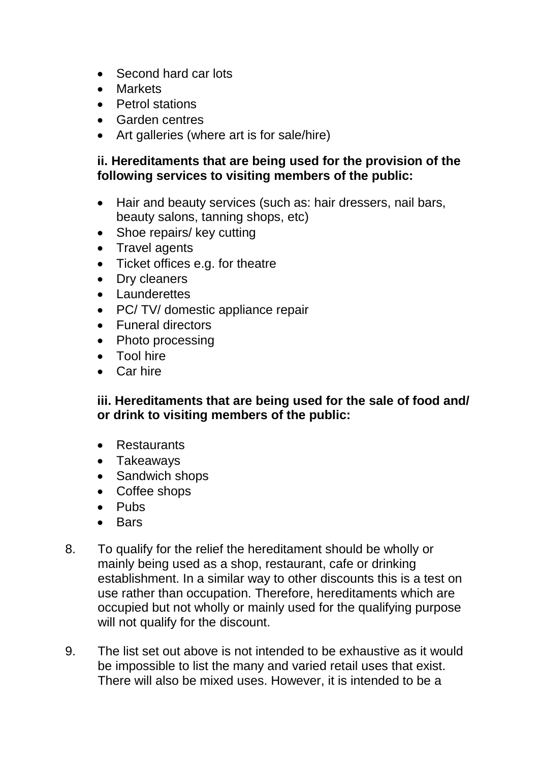- Second hard car lots
- Markets
- Petrol stations
- Garden centres
- Art galleries (where art is for sale/hire)

**ii. Hereditaments that are being used for the provision of the following services to visiting members of the public:**

- Hair and beauty services (such as: hair dressers, nail bars, beauty salons, tanning shops, etc)
- Shoe repairs/ key cutting
- Travel agents
- Ticket offices e.g. for theatre
- Dry cleaners
- Launderettes
- PC/ TV/ domestic appliance repair
- Funeral directors
- Photo processing
- Tool hire
- Car hire

**iii. Hereditaments that are being used for the sale of food and/ or drink to visiting members of the public:**

- Restaurants
- Takeaways
- Sandwich shops
- Coffee shops
- Pubs
- Bars

8. To qualify for the relief the hereditament should be wholly or mainly being used as a shop, restaurant, cafe or drinking establishment. In a similar way to other discounts this is a test on use rather than occupation. Therefore, hereditaments which are occupied but not wholly or mainly used for the qualifying purpose will not qualify for the discount.

9. The list set out above is not intended to be exhaustive as it would be impossible to list the many and varied retail uses that exist. There will also be mixed uses. However, it is intended to be a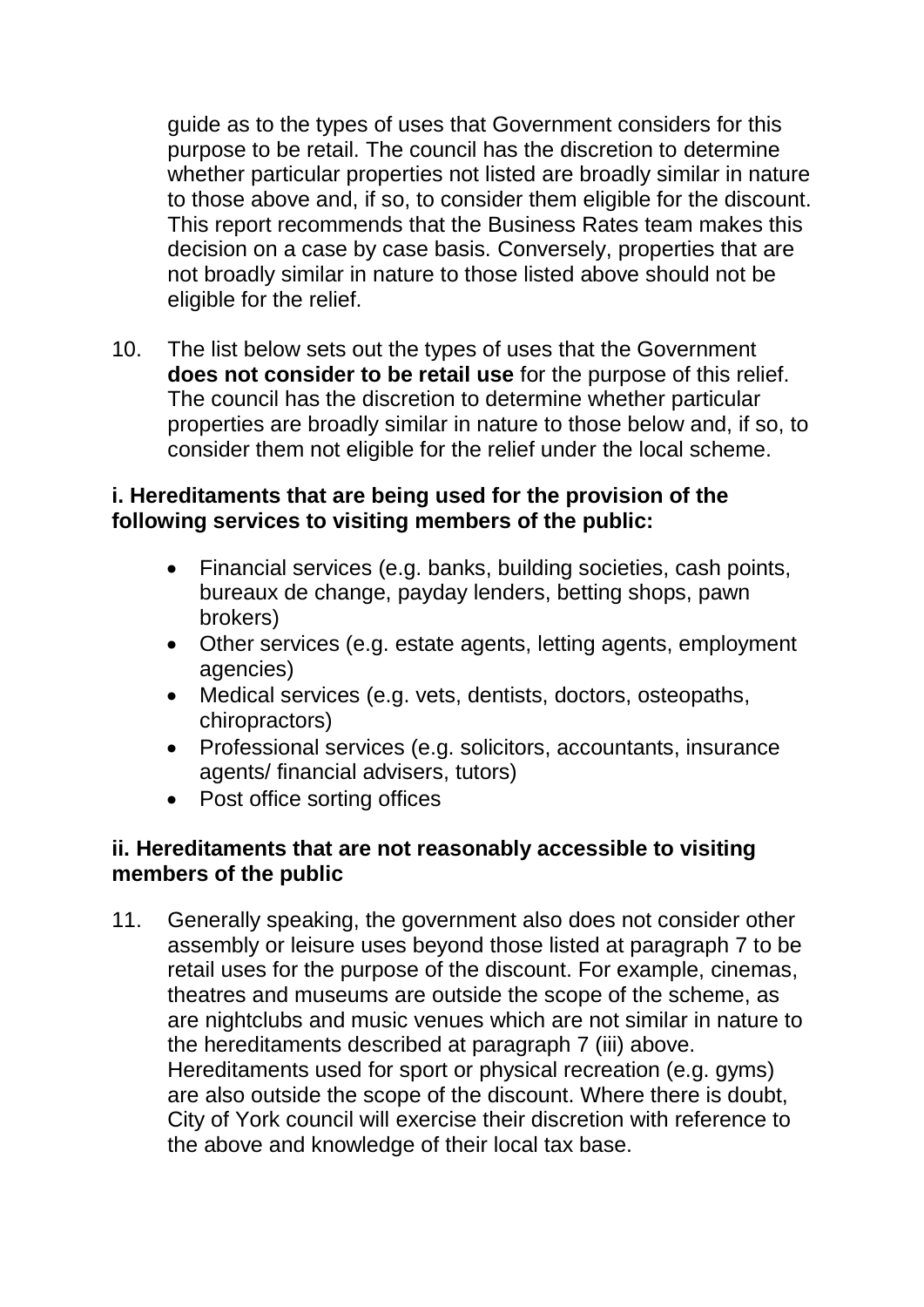guide as to the types of uses that Government considers for this purpose to be retail. The council has the discretion to determine whether particular properties not listed are broadly similar in nature to those above and, if so, to consider them eligible for the discount. This report recommends that the Business Rates team makes this decision on a case by case basis. Conversely, properties that are not broadly similar in nature to those listed above should not be eligible for the relief.

10. The list below sets out the types of uses that the Government **does not consider to be retail use** for the purpose of this relief. The council has the discretion to determine whether particular properties are broadly similar in nature to those below and, if so, to consider them not eligible for the relief under the local scheme.

**i. Hereditaments that are being used for the provision of the following services to visiting members of the public:**

- Financial services (e.g. banks, building societies, cash points, bureaux de change, payday lenders, betting shops, pawn brokers)
- Other services (e.g. estate agents, letting agents, employment agencies)
- Medical services (e.g. vets, dentists, doctors, osteopaths, chiropractors)
- Professional services (e.g. solicitors, accountants, insurance agents/ financial advisers, tutors)
- Post office sorting offices

**ii. Hereditaments that are not reasonably accessible to visiting members of the public**

11. Generally speaking, the government also does not consider other assembly or leisure uses beyond those listed at paragraph 7 to be retail uses for the purpose of the discount. For example, cinemas, theatres and museums are outside the scope of the scheme, as are nightclubs and music venues which are not similar in nature to the hereditaments described at paragraph 7 (iii) above. Hereditaments used for sport or physical recreation (e.g. gyms) are also outside the scope of the discount. Where there is doubt, City of York council will exercise their discretion with reference to the above and knowledge of their local tax base.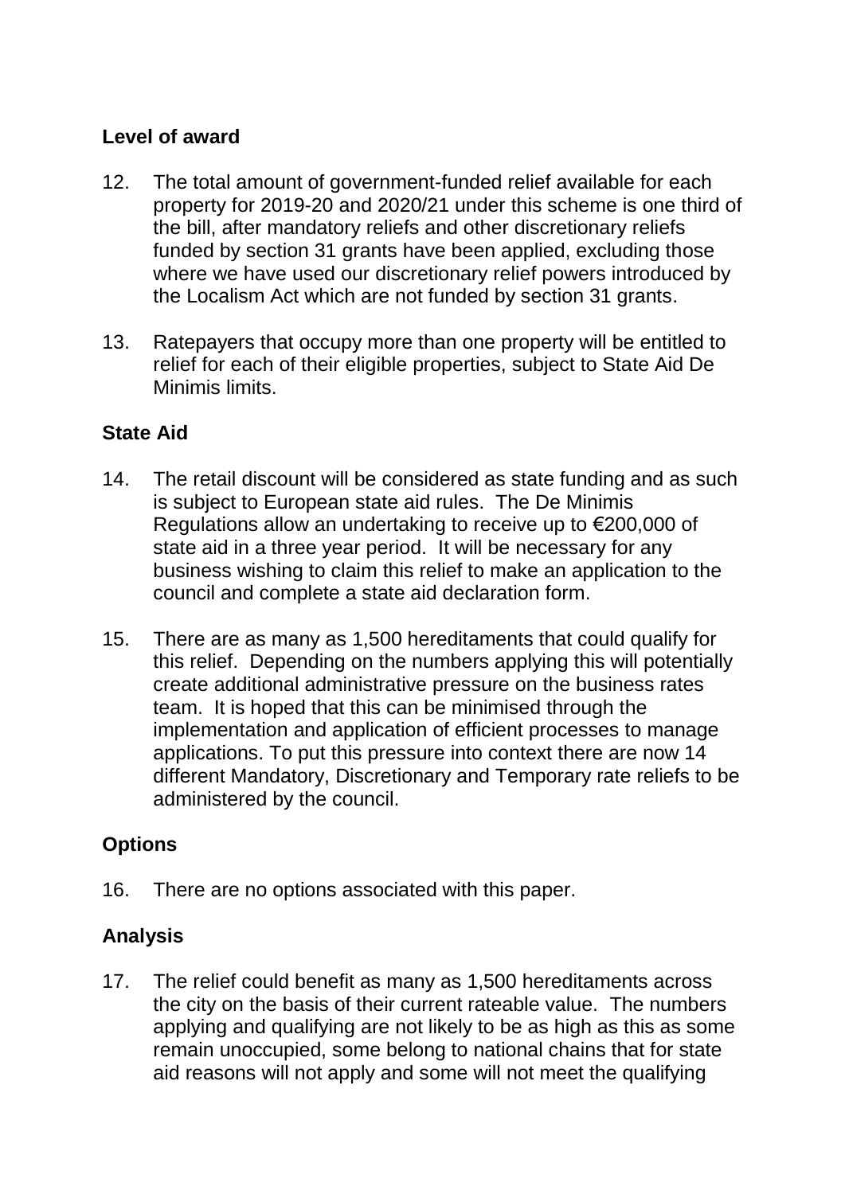### Level of award

12. The total amount of government-funded relief available for each property for 2019-20 and 2020/21 under this scheme is one third of the bill, after mandatory reliefs and other discretionary reliefs funded by section 31 grants have been applied, excluding those where we have used our discretionary relief powers introduced by the Localism Act which are not funded by section 31 grants.

13. Ratepayers that occupy more than one property will be entitled to relief for each of their eligible properties, subject to State Aid De Minimis limits.

### State Aid

14. The retail discount will be considered as state funding and as such is subject to European state aid rules. The De Minimis Regulations allow an undertaking to receive up to €200,000 of state aid in a three year period. It will be necessary for any business wishing to claim this relief to make an application to the council and complete a state aid declaration form.

15. There are as many as 1,500 hereditaments that could qualify for this relief. Depending on the numbers applying this will potentially create additional administrative pressure on the business rates team. It is hoped that this can be minimised through the implementation and application of efficient processes to manage applications. To put this pressure into context there are now 14 different Mandatory, Discretionary and Temporary rate reliefs to be administered by the council.

### Options

16. There are no options associated with this paper.

### Analysis

17. The relief could benefit as many as 1,500 hereditaments across the city on the basis of their current rateable value. The numbers applying and qualifying are not likely to be as high as this as some remain unoccupied, some belong to national chains that for state aid reasons will not apply and some will not meet the qualifying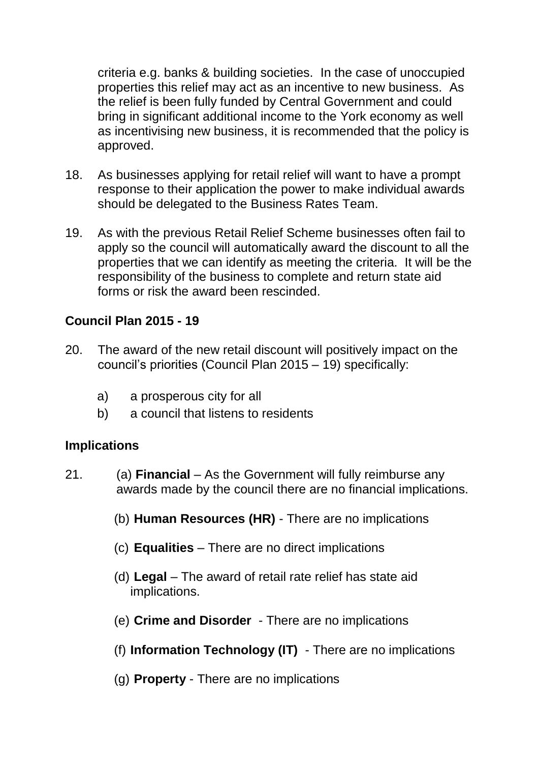criteria e.g. banks & building societies. In the case of unoccupied properties this relief may act as an incentive to new business. As the relief is been fully funded by Central Government and could bring in significant additional income to the York economy as well as incentivising new business, it is recommended that the policy is approved.

18. As businesses applying for retail relief will want to have a prompt response to their application the power to make individual awards should be delegated to the Business Rates Team.

19. As with the previous Retail Relief Scheme businesses often fail to apply so the council will automatically award the discount to all the properties that we can identify as meeting the criteria. It will be the responsibility of the business to complete and return state aid forms or risk the award been rescinded.

**Council Plan 2015 - 19**

20. The award of the new retail discount will positively impact on the council's priorities (Council Plan 2015 – 19) specifically:

    a) a prosperous city for all
    b) a council that listens to residents

**Implications**

21. (a) **Financial** – As the Government will fully reimburse any awards made by the council there are no financial implications.

    (b) **Human Resources (HR)** - There are no implications

    (c) **Equalities** – There are no direct implications

    (d) **Legal** – The award of retail rate relief has state aid implications.

    (e) **Crime and Disorder** - There are no implications

    (f) **Information Technology (IT)** - There are no implications

    (g) **Property** - There are no implications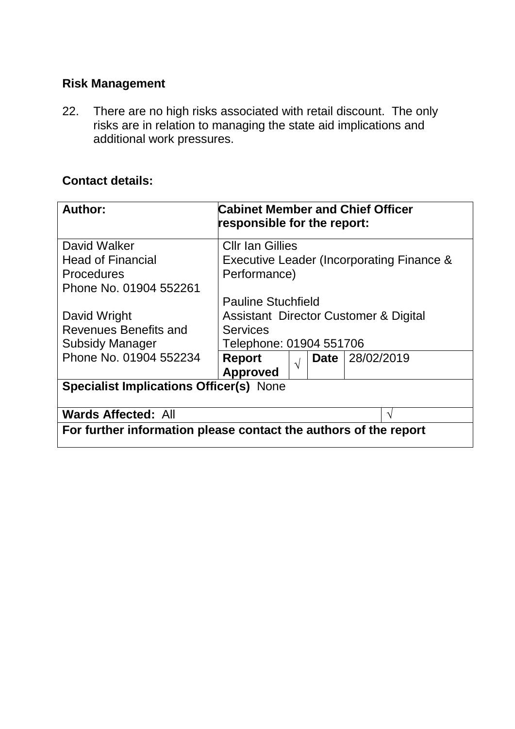**Risk Management**

22. There are no high risks associated with retail discount. The only risks are in relation to managing the state aid implications and additional work pressures.

**Contact details:**

| **Author:** | **Cabinet Member and Chief Officer responsible for the report:** | | | |
|---|---|---|---|---|
| David Walker<br>Head of Financial Procedures<br>Phone No. 01904 552261<br><br>David Wright<br>Revenues Benefits and Subsidy Manager<br>Phone No. 01904 552234 | Cllr Ian Gillies<br>Executive Leader (Incorporating Finance & Performance)<br><br>Pauline Stuchfield<br>Assistant Director Customer & Digital Services<br>Telephone: 01904 551706 | | | |
| | **Report Approved** | √ | **Date** | 28/02/2019 |
| **Specialist Implications Officer(s)** None | | | | |
| **Wards Affected:** All | | | | √ |
| **For further information please contact the authors of the report** | | | | |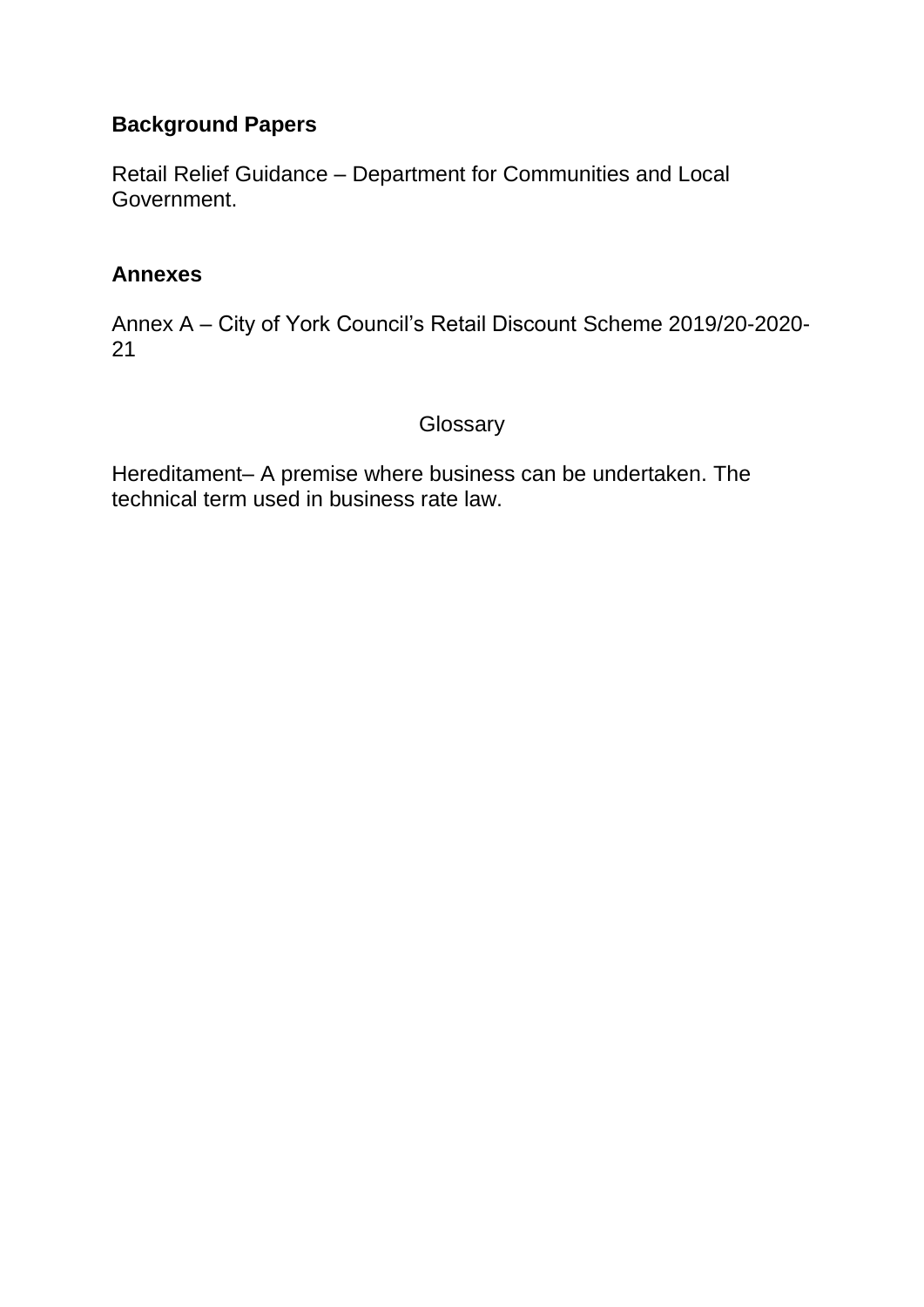**Background Papers**

Retail Relief Guidance – Department for Communities and Local Government.

**Annexes**

Annex A – City of York Council's Retail Discount Scheme 2019/20-2020-21

Glossary

Hereditament– A premise where business can be undertaken. The technical term used in business rate law.